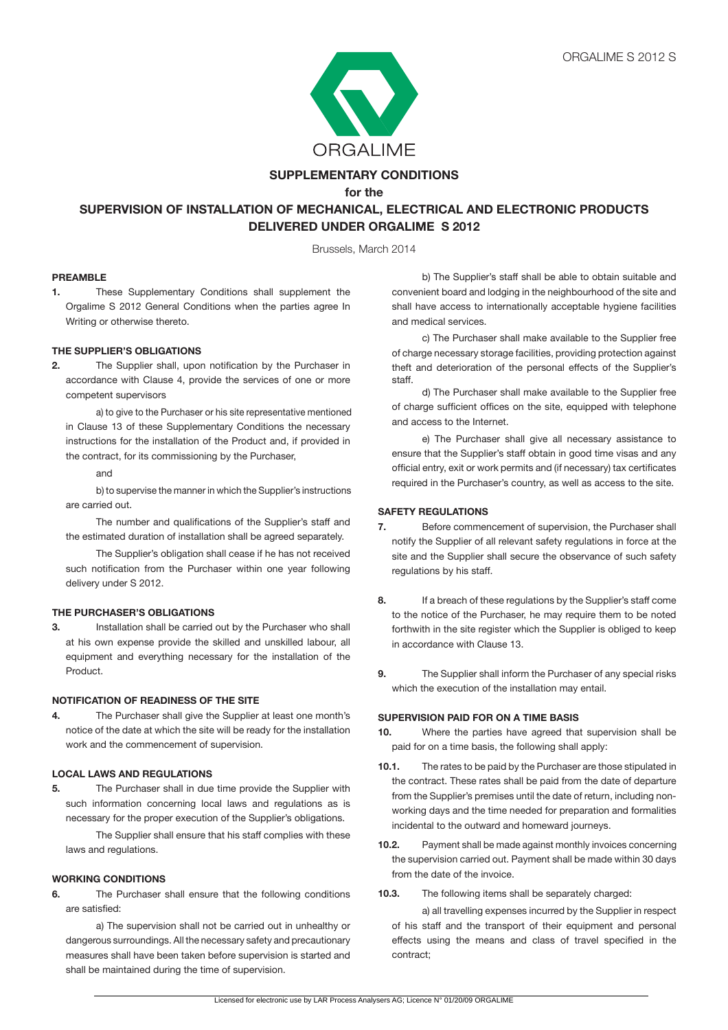ORGALIME S 2012 S

ORGALIME

# SUPPLEMENTARY CONDITIONS
## for the
## SUPERVISION OF INSTALLATION OF MECHANICAL, ELECTRICAL AND ELECTRONIC PRODUCTS DELIVERED UNDER ORGALIME S 2012

Brussels, March 2014

### PREAMBLE

**1.** These Supplementary Conditions shall supplement the Orgalime S 2012 General Conditions when the parties agree In Writing or otherwise thereto.

### THE SUPPLIER'S OBLIGATIONS

**2.** The Supplier shall, upon notification by the Purchaser in accordance with Clause 4, provide the services of one or more competent supervisors

a) to give to the Purchaser or his site representative mentioned in Clause 13 of these Supplementary Conditions the necessary instructions for the installation of the Product and, if provided in the contract, for its commissioning by the Purchaser,

and

b) to supervise the manner in which the Supplier's instructions are carried out.

The number and qualifications of the Supplier's staff and the estimated duration of installation shall be agreed separately.

The Supplier's obligation shall cease if he has not received such notification from the Purchaser within one year following delivery under S 2012.

### THE PURCHASER'S OBLIGATIONS

**3.** Installation shall be carried out by the Purchaser who shall at his own expense provide the skilled and unskilled labour, all equipment and everything necessary for the installation of the Product.

### NOTIFICATION OF READINESS OF THE SITE

**4.** The Purchaser shall give the Supplier at least one month's notice of the date at which the site will be ready for the installation work and the commencement of supervision.

### LOCAL LAWS AND REGULATIONS

**5.** The Purchaser shall in due time provide the Supplier with such information concerning local laws and regulations as is necessary for the proper execution of the Supplier's obligations.

The Supplier shall ensure that his staff complies with these laws and regulations.

### WORKING CONDITIONS

**6.** The Purchaser shall ensure that the following conditions are satisfied:

a) The supervision shall not be carried out in unhealthy or dangerous surroundings. All the necessary safety and precautionary measures shall have been taken before supervision is started and shall be maintained during the time of supervision.

b) The Supplier's staff shall be able to obtain suitable and convenient board and lodging in the neighbourhood of the site and shall have access to internationally acceptable hygiene facilities and medical services.

c) The Purchaser shall make available to the Supplier free of charge necessary storage facilities, providing protection against theft and deterioration of the personal effects of the Supplier's staff.

d) The Purchaser shall make available to the Supplier free of charge sufficient offices on the site, equipped with telephone and access to the Internet.

e) The Purchaser shall give all necessary assistance to ensure that the Supplier's staff obtain in good time visas and any official entry, exit or work permits and (if necessary) tax certificates required in the Purchaser's country, as well as access to the site.

### SAFETY REGULATIONS

**7.** Before commencement of supervision, the Purchaser shall notify the Supplier of all relevant safety regulations in force at the site and the Supplier shall secure the observance of such safety regulations by his staff.

**8.** If a breach of these regulations by the Supplier's staff come to the notice of the Purchaser, he may require them to be noted forthwith in the site register which the Supplier is obliged to keep in accordance with Clause 13.

**9.** The Supplier shall inform the Purchaser of any special risks which the execution of the installation may entail.

### SUPERVISION PAID FOR ON A TIME BASIS

**10.** Where the parties have agreed that supervision shall be paid for on a time basis, the following shall apply:

**10.1.** The rates to be paid by the Purchaser are those stipulated in the contract. These rates shall be paid from the date of departure from the Supplier's premises until the date of return, including non-working days and the time needed for preparation and formalities incidental to the outward and homeward journeys.

**10.2.** Payment shall be made against monthly invoices concerning the supervision carried out. Payment shall be made within 30 days from the date of the invoice.

**10.3.** The following items shall be separately charged:

a) all travelling expenses incurred by the Supplier in respect of his staff and the transport of their equipment and personal effects using the means and class of travel specified in the contract;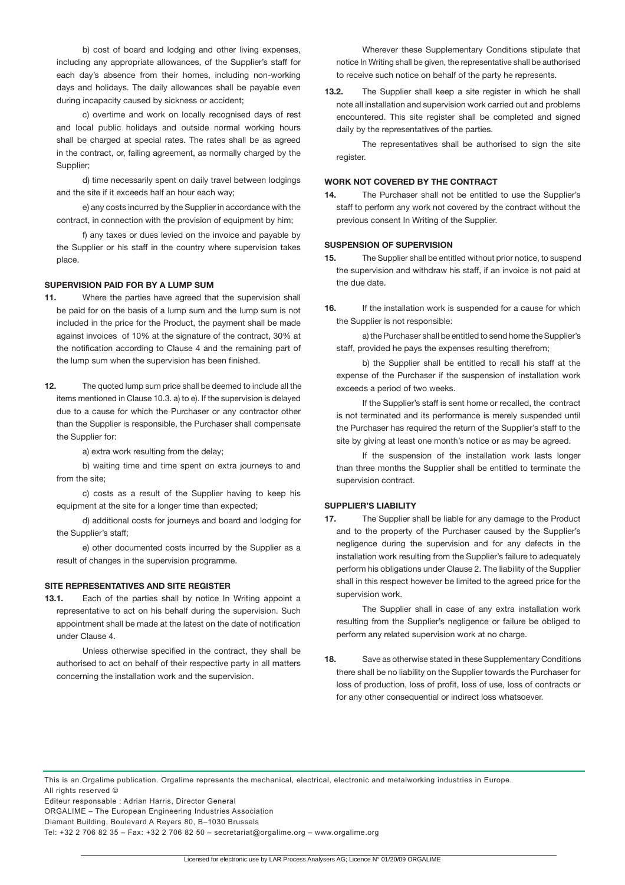b) cost of board and lodging and other living expenses, including any appropriate allowances, of the Supplier's staff for each day's absence from their homes, including non-working days and holidays. The daily allowances shall be payable even during incapacity caused by sickness or accident;

c) overtime and work on locally recognised days of rest and local public holidays and outside normal working hours shall be charged at special rates. The rates shall be as agreed in the contract, or, failing agreement, as normally charged by the Supplier;

d) time necessarily spent on daily travel between lodgings and the site if it exceeds half an hour each way;

e) any costs incurred by the Supplier in accordance with the contract, in connection with the provision of equipment by him;

f) any taxes or dues levied on the invoice and payable by the Supplier or his staff in the country where supervision takes place.

**SUPERVISION PAID FOR BY A LUMP SUM**

**11.** Where the parties have agreed that the supervision shall be paid for on the basis of a lump sum and the lump sum is not included in the price for the Product, the payment shall be made against invoices of 10% at the signature of the contract, 30% at the notification according to Clause 4 and the remaining part of the lump sum when the supervision has been finished.

**12.** The quoted lump sum price shall be deemed to include all the items mentioned in Clause 10.3. a) to e). If the supervision is delayed due to a cause for which the Purchaser or any contractor other than the Supplier is responsible, the Purchaser shall compensate the Supplier for:

a) extra work resulting from the delay;

b) waiting time and time spent on extra journeys to and from the site;

c) costs as a result of the Supplier having to keep his equipment at the site for a longer time than expected;

d) additional costs for journeys and board and lodging for the Supplier's staff;

e) other documented costs incurred by the Supplier as a result of changes in the supervision programme.

**SITE REPRESENTATIVES AND SITE REGISTER**

**13.1.** Each of the parties shall by notice In Writing appoint a representative to act on his behalf during the supervision. Such appointment shall be made at the latest on the date of notification under Clause 4.

Unless otherwise specified in the contract, they shall be authorised to act on behalf of their respective party in all matters concerning the installation work and the supervision.

Wherever these Supplementary Conditions stipulate that notice In Writing shall be given, the representative shall be authorised to receive such notice on behalf of the party he represents.

**13.2.** The Supplier shall keep a site register in which he shall note all installation and supervision work carried out and problems encountered. This site register shall be completed and signed daily by the representatives of the parties.

The representatives shall be authorised to sign the site register.

**WORK NOT COVERED BY THE CONTRACT**

**14.** The Purchaser shall not be entitled to use the Supplier's staff to perform any work not covered by the contract without the previous consent In Writing of the Supplier.

**SUSPENSION OF SUPERVISION**

**15.** The Supplier shall be entitled without prior notice, to suspend the supervision and withdraw his staff, if an invoice is not paid at the due date.

**16.** If the installation work is suspended for a cause for which the Supplier is not responsible:

a) the Purchaser shall be entitled to send home the Supplier's staff, provided he pays the expenses resulting therefrom;

b) the Supplier shall be entitled to recall his staff at the expense of the Purchaser if the suspension of installation work exceeds a period of two weeks.

If the Supplier's staff is sent home or recalled, the contract is not terminated and its performance is merely suspended until the Purchaser has required the return of the Supplier's staff to the site by giving at least one month's notice or as may be agreed.

If the suspension of the installation work lasts longer than three months the Supplier shall be entitled to terminate the supervision contract.

**SUPPLIER'S LIABILITY**

**17.** The Supplier shall be liable for any damage to the Product and to the property of the Purchaser caused by the Supplier's negligence during the supervision and for any defects in the installation work resulting from the Supplier's failure to adequately perform his obligations under Clause 2. The liability of the Supplier shall in this respect however be limited to the agreed price for the supervision work.

The Supplier shall in case of any extra installation work resulting from the Supplier's negligence or failure be obliged to perform any related supervision work at no charge.

**18.** Save as otherwise stated in these Supplementary Conditions there shall be no liability on the Supplier towards the Purchaser for loss of production, loss of profit, loss of use, loss of contracts or for any other consequential or indirect loss whatsoever.

This is an Orgalime publication. Orgalime represents the mechanical, electrical, electronic and metalworking industries in Europe.
All rights reserved ©
Editeur responsable : Adrian Harris, Director General
ORGALIME – The European Engineering Industries Association
Diamant Building, Boulevard A Reyers 80, B–1030 Brussels
Tel: +32 2 706 82 35 – Fax: +32 2 706 82 50 – secretariat@orgalime.org – www.orgalime.org

Licensed for electronic use by LAR Process Analysers AG; Licence N° 01/20/09 ORGALIME